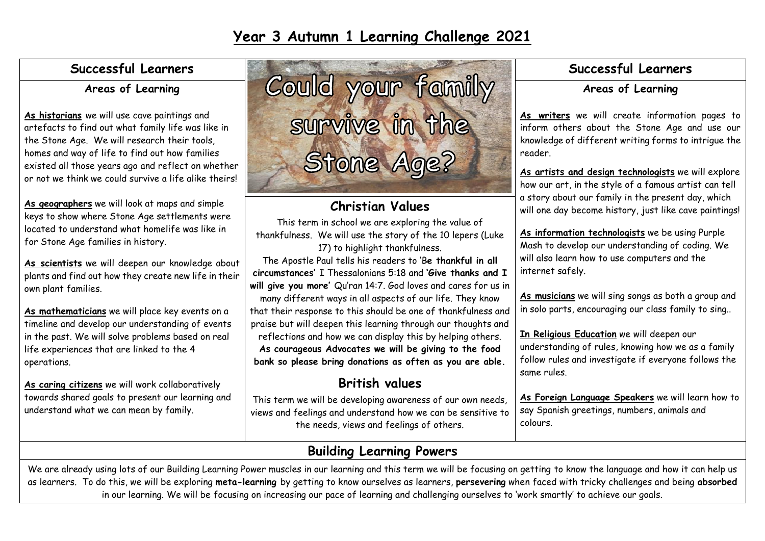# Year 3 Autumn 1 Learning Challenge 2021

## Successful Learners

### Areas of Learning

**As historians** we will use cave paintings and artefacts to find out what family life was like in the Stone Age. We will research their tools, homes and way of life to find out how families existed all those years ago and reflect on whether or not we think we could survive a life alike theirs!

**As geographers** we will look at maps and simple keys to show where Stone Age settlements were located to understand what homelife was like in for Stone Age families in history.

**As scientists** we will deepen our knowledge about plants and find out how they create new life in their own plant families.

**As mathematicians** we will place key events on a timeline and develop our understanding of events in the past. We will solve problems based on real life experiences that are linked to the 4 operations.

**As caring citizens** we will work collaboratively towards shared goals to present our learning and understand what we can mean by family.

## Could your family survive in the Stone Age?

## Christian Values

This term in school we are exploring the value of thankfulness. We will use the story of the 10 lepers (Luke 17) to highlight thankfulness.

The Apostle Paul tells his readers to '**Be thankful in all circumstances'** I Thessalonians 5:18 and **'Give thanks and I will give you more'** Qu'ran 14:7. God loves and cares for us in many different ways in all aspects of our life. They know that their response to this should be one of thankfulness and praise but will deepen this learning through our thoughts and reflections and how we can display this by helping others.

**As courageous Advocates we will be giving to the food bank so please bring donations as often as you are able.**

## British values

This term we will be developing awareness of our own needs, views and feelings and understand how we can be sensitive to the needs, views and feelings of others.

## Successful Learners

### Areas of Learning

**As writers** we will create information pages to inform others about the Stone Age and use our knowledge of different writing forms to intrigue the reader.

**As artists and design technologists** we will explore how our art, in the style of a famous artist can tell a story about our family in the present day, which will one day become history, just like cave paintings!

**As information technologists** we be using Purple Mash to develop our understanding of coding. We will also learn how to use computers and the internet safely.

**As musicians** we will sing songs as both a group and in solo parts, encouraging our class family to sing..

**In Religious Education** we will deepen our understanding of rules, knowing how we as a family follow rules and investigate if everyone follows the same rules.

**As Foreign Language Speakers** we will learn how to say Spanish greetings, numbers, animals and colours.

## Building Learning Powers

We are already using lots of our Building Learning Power muscles in our learning and this term we will be focusing on getting to know the language and how it can help us as learners. To do this, we will be exploring **meta-learning** by getting to know ourselves as learners, **persevering** when faced with tricky challenges and being **absorbed** in our learning. We will be focusing on increasing our pace of learning and challenging ourselves to 'work smartly' to achieve our goals.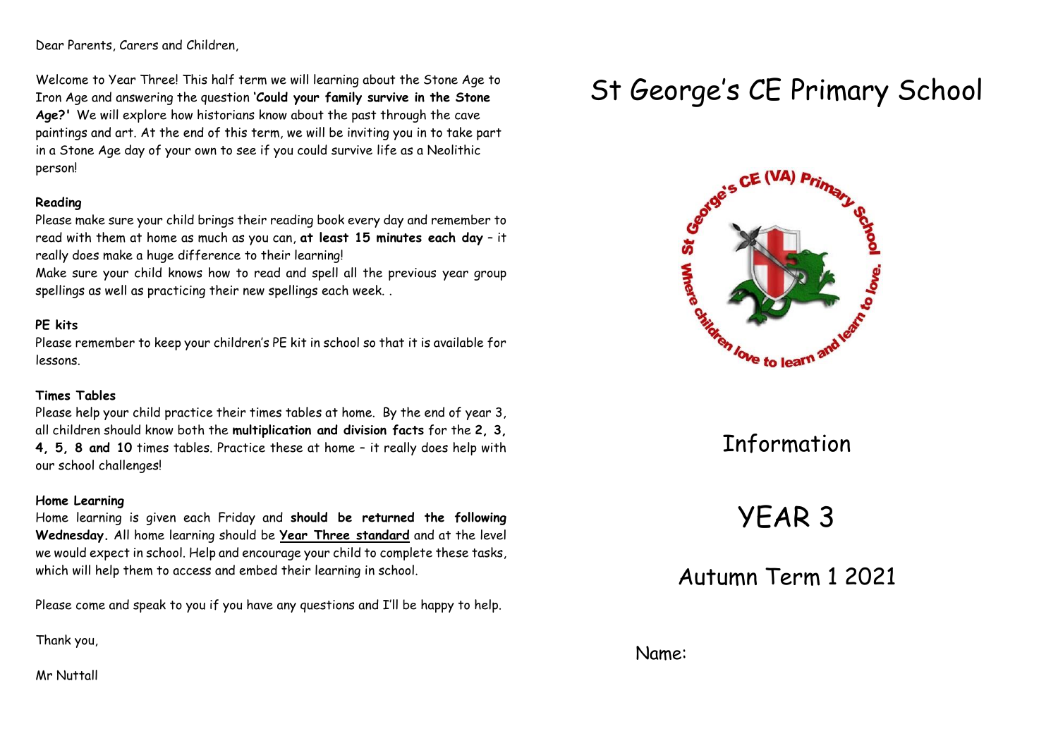Dear Parents, Carers and Children,

Welcome to Year Three! This half term we will learning about the Stone Age to Iron Age and answering the question '**Could your family survive in the Stone Age?'** We will explore how historians know about the past through the cave paintings and art. At the end of this term, we will be inviting you in to take part in a Stone Age day of your own to see if you could survive life as a Neolithic person!

**Reading**

Please make sure your child brings their reading book every day and remember to read with them at home as much as you can, **at least 15 minutes each day** – it really does make a huge difference to their learning!

Make sure your child knows how to read and spell all the previous year group spellings as well as practicing their new spellings each week. .

**PE kits**

Please remember to keep your children's PE kit in school so that it is available for lessons.

**Times Tables**

Please help your child practice their times tables at home. By the end of year 3, all children should know both the **multiplication and division facts** for the **2, 3, 4, 5, 8 and 10** times tables. Practice these at home – it really does help with our school challenges!

**Home Learning**

Home learning is given each Friday and **should be returned the following Wednesday.** All home learning should be **Year Three standard** and at the level we would expect in school. Help and encourage your child to complete these tasks, which will help them to access and embed their learning in school.

Please come and speak to you if you have any questions and I'll be happy to help.

Thank you,

Mr Nuttall

# St George's CE Primary School

St George's CE (VA) Primary School
Where children love to learn and learn to love.

## Information

# YEAR 3

## Autumn Term 1 2021

Name: